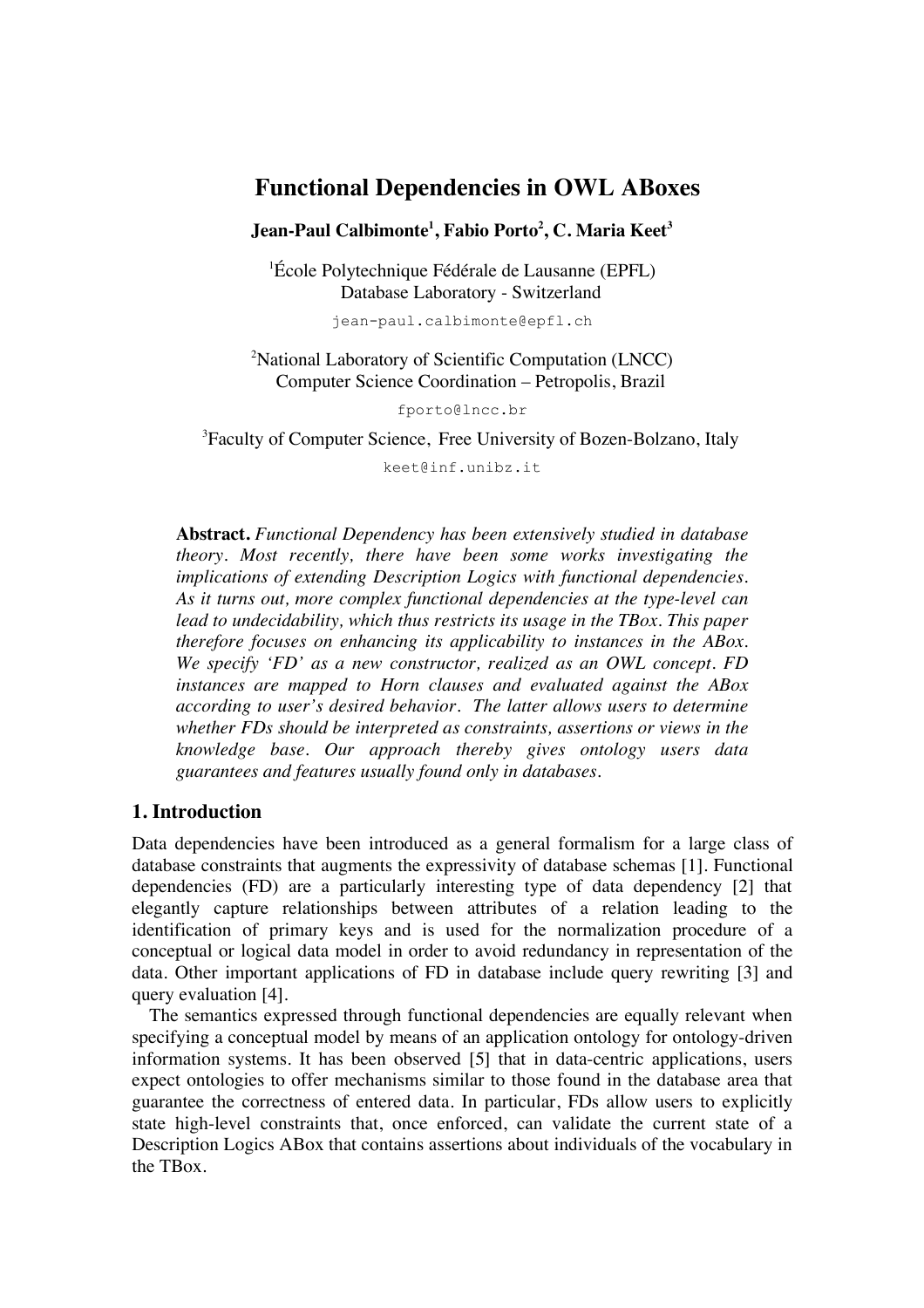# Functional Dependencies in OWL ABoxes

**Jean-Paul Calbimonte[1], Fabio Porto[2], C. Maria Keet[3]**

[1]École Polytechnique Fédérale de Lausanne (EPFL)
Database Laboratory - Switzerland

jean-paul.calbimonte@epfl.ch

[2]National Laboratory of Scientific Computation (LNCC)
Computer Science Coordination – Petropolis, Brazil

fporto@lncc.br

[3]Faculty of Computer Science, Free University of Bozen-Bolzano, Italy

keet@inf.unibz.it

**Abstract.** *Functional Dependency has been extensively studied in database theory. Most recently, there have been some works investigating the implications of extending Description Logics with functional dependencies. As it turns out, more complex functional dependencies at the type-level can lead to undecidability, which thus restricts its usage in the TBox. This paper therefore focuses on enhancing its applicability to instances in the ABox. We specify 'FD' as a new constructor, realized as an OWL concept. FD instances are mapped to Horn clauses and evaluated against the ABox according to user's desired behavior. The latter allows users to determine whether FDs should be interpreted as constraints, assertions or views in the knowledge base. Our approach thereby gives ontology users data guarantees and features usually found only in databases.*

## 1. Introduction

Data dependencies have been introduced as a general formalism for a large class of database constraints that augments the expressivity of database schemas [1]. Functional dependencies (FD) are a particularly interesting type of data dependency [2] that elegantly capture relationships between attributes of a relation leading to the identification of primary keys and is used for the normalization procedure of a conceptual or logical data model in order to avoid redundancy in representation of the data. Other important applications of FD in database include query rewriting [3] and query evaluation [4].

The semantics expressed through functional dependencies are equally relevant when specifying a conceptual model by means of an application ontology for ontology-driven information systems. It has been observed [5] that in data-centric applications, users expect ontologies to offer mechanisms similar to those found in the database area that guarantee the correctness of entered data. In particular, FDs allow users to explicitly state high-level constraints that, once enforced, can validate the current state of a Description Logics ABox that contains assertions about individuals of the vocabulary in the TBox.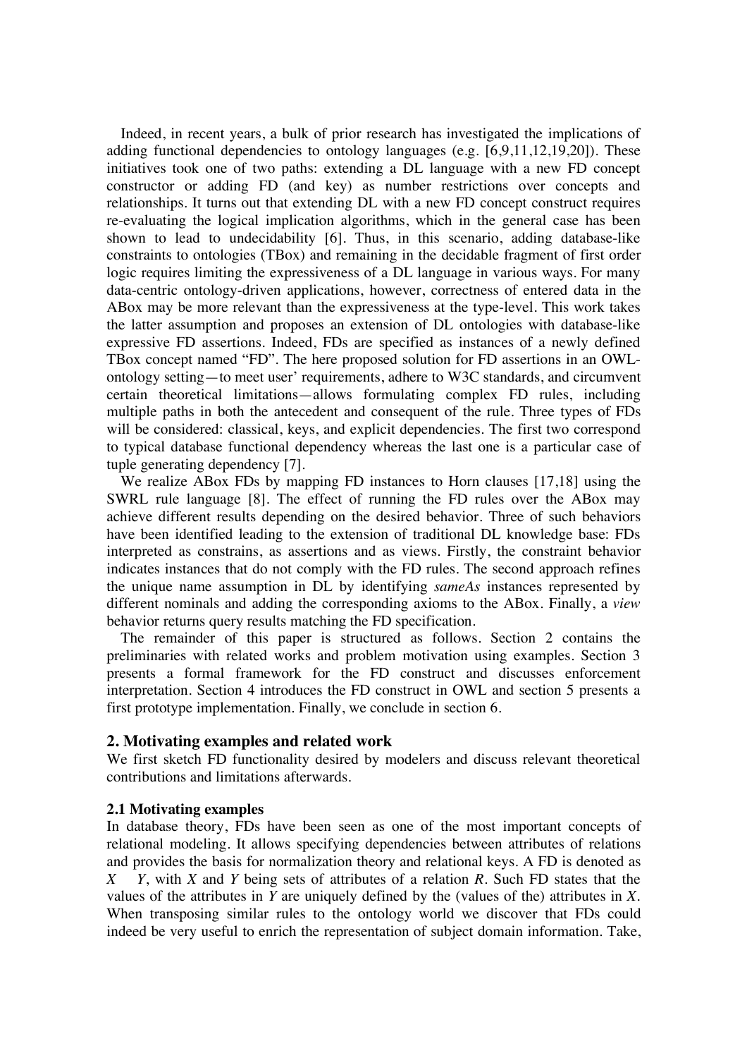Indeed, in recent years, a bulk of prior research has investigated the implications of adding functional dependencies to ontology languages (e.g. [6,9,11,12,19,20]). These initiatives took one of two paths: extending a DL language with a new FD concept constructor or adding FD (and key) as number restrictions over concepts and relationships. It turns out that extending DL with a new FD concept construct requires re-evaluating the logical implication algorithms, which in the general case has been shown to lead to undecidability [6]. Thus, in this scenario, adding database-like constraints to ontologies (TBox) and remaining in the decidable fragment of first order logic requires limiting the expressiveness of a DL language in various ways. For many data-centric ontology-driven applications, however, correctness of entered data in the ABox may be more relevant than the expressiveness at the type-level. This work takes the latter assumption and proposes an extension of DL ontologies with database-like expressive FD assertions. Indeed, FDs are specified as instances of a newly defined TBox concept named "FD". The here proposed solution for FD assertions in an OWL-ontology setting—to meet user' requirements, adhere to W3C standards, and circumvent certain theoretical limitations—allows formulating complex FD rules, including multiple paths in both the antecedent and consequent of the rule. Three types of FDs will be considered: classical, keys, and explicit dependencies. The first two correspond to typical database functional dependency whereas the last one is a particular case of tuple generating dependency [7].

We realize ABox FDs by mapping FD instances to Horn clauses [17,18] using the SWRL rule language [8]. The effect of running the FD rules over the ABox may achieve different results depending on the desired behavior. Three of such behaviors have been identified leading to the extension of traditional DL knowledge base: FDs interpreted as constrains, as assertions and as views. Firstly, the constraint behavior indicates instances that do not comply with the FD rules. The second approach refines the unique name assumption in DL by identifying *sameAs* instances represented by different nominals and adding the corresponding axioms to the ABox. Finally, a *view* behavior returns query results matching the FD specification.

The remainder of this paper is structured as follows. Section 2 contains the preliminaries with related works and problem motivation using examples. Section 3 presents a formal framework for the FD construct and discusses enforcement interpretation. Section 4 introduces the FD construct in OWL and section 5 presents a first prototype implementation. Finally, we conclude in section 6.

## 2. Motivating examples and related work

We first sketch FD functionality desired by modelers and discuss relevant theoretical contributions and limitations afterwards.

### 2.1 Motivating examples

In database theory, FDs have been seen as one of the most important concepts of relational modeling. It allows specifying dependencies between attributes of relations and provides the basis for normalization theory and relational keys. A FD is denoted as $X \rightarrow Y$, with $X$ and $Y$ being sets of attributes of a relation $R$. Such FD states that the values of the attributes in $Y$ are uniquely defined by the (values of the) attributes in $X$. When transposing similar rules to the ontology world we discover that FDs could indeed be very useful to enrich the representation of subject domain information. Take,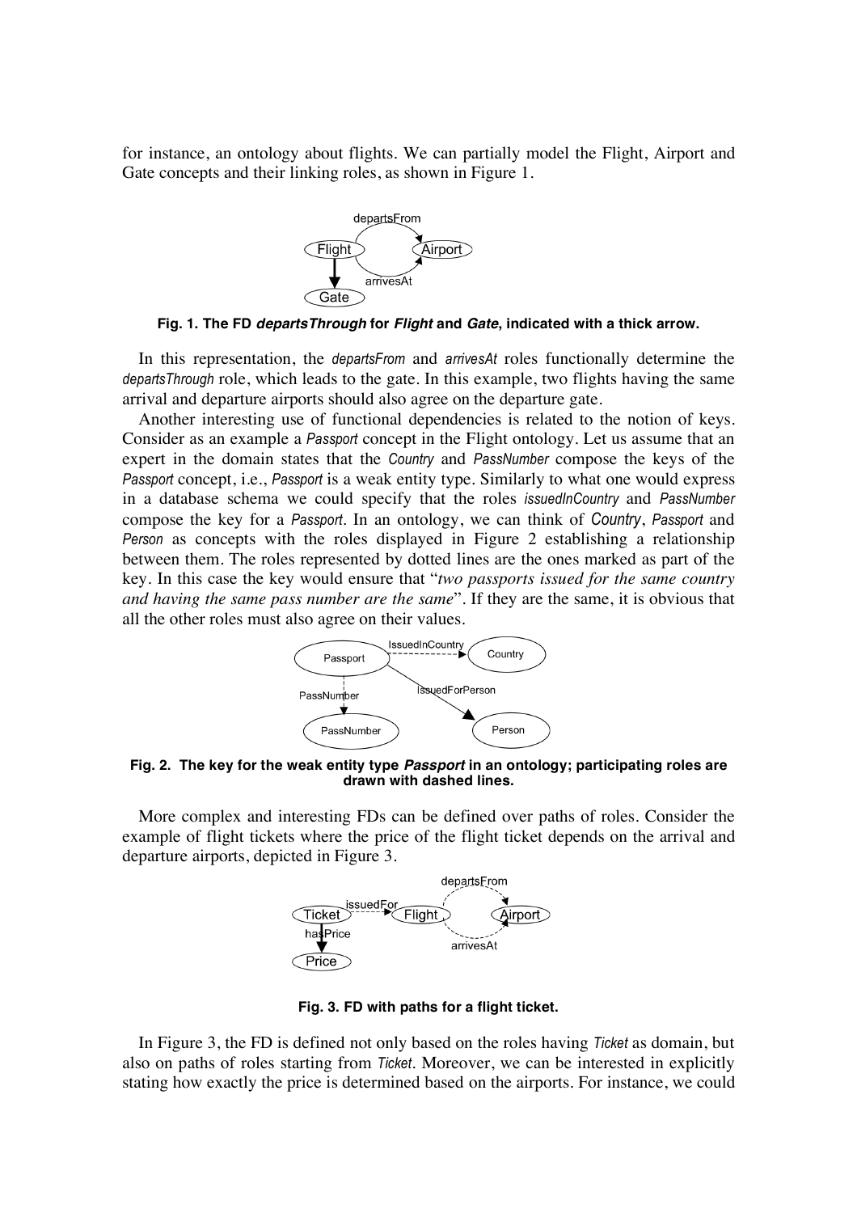for instance, an ontology about flights. We can partially model the Flight, Airport and Gate concepts and their linking roles, as shown in Figure 1.

**Fig. 1. The FD *departsThrough* for *Flight* and *Gate*, indicated with a thick arrow.**

In this representation, the *departsFrom* and *arrivesAt* roles functionally determine the *departsThrough* role, which leads to the gate. In this example, two flights having the same arrival and departure airports should also agree on the departure gate.

Another interesting use of functional dependencies is related to the notion of keys. Consider as an example a *Passport* concept in the Flight ontology. Let us assume that an expert in the domain states that the *Country* and *PassNumber* compose the keys of the *Passport* concept, i.e., *Passport* is a weak entity type. Similarly to what one would express in a database schema we could specify that the roles *issuedInCountry* and *PassNumber* compose the key for a *Passport*. In an ontology, we can think of *Country*, *Passport* and *Person* as concepts with the roles displayed in Figure 2 establishing a relationship between them. The roles represented by dotted lines are the ones marked as part of the key. In this case the key would ensure that "*two passports issued for the same country and having the same pass number are the same*". If they are the same, it is obvious that all the other roles must also agree on their values.

**Fig. 2. The key for the weak entity type *Passport* in an ontology; participating roles are drawn with dashed lines.**

More complex and interesting FDs can be defined over paths of roles. Consider the example of flight tickets where the price of the flight ticket depends on the arrival and departure airports, depicted in Figure 3.

**Fig. 3. FD with paths for a flight ticket.**

In Figure 3, the FD is defined not only based on the roles having *Ticket* as domain, but also on paths of roles starting from *Ticket*. Moreover, we can be interested in explicitly stating how exactly the price is determined based on the airports. For instance, we could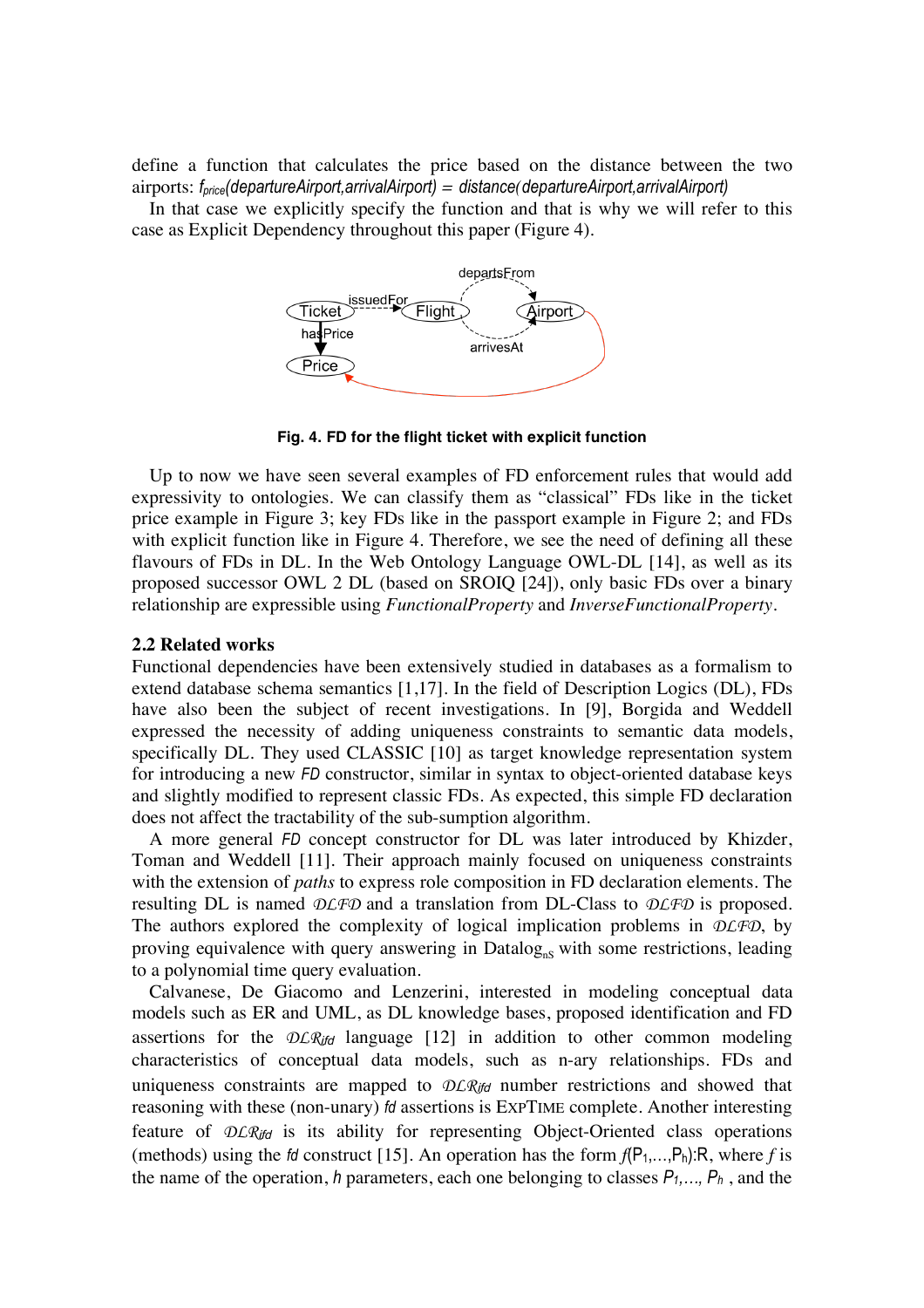define a function that calculates the price based on the distance between the two airports: $f_{price}(departureAirport, arrivalAirport) = distance(departureAirport, arrivalAirport)$

In that case we explicitly specify the function and that is why we will refer to this case as Explicit Dependency throughout this paper (Figure 4).

**Fig. 4. FD for the flight ticket with explicit function**

Up to now we have seen several examples of FD enforcement rules that would add expressivity to ontologies. We can classify them as "classical" FDs like in the ticket price example in Figure 3; key FDs like in the passport example in Figure 2; and FDs with explicit function like in Figure 4. Therefore, we see the need of defining all these flavours of FDs in DL. In the Web Ontology Language OWL-DL [14], as well as its proposed successor OWL 2 DL (based on SROIQ [24]), only basic FDs over a binary relationship are expressible using *FunctionalProperty* and *InverseFunctionalProperty*.

### 2.2 Related works

Functional dependencies have been extensively studied in databases as a formalism to extend database schema semantics [1,17]. In the field of Description Logics (DL), FDs have also been the subject of recent investigations. In [9], Borgida and Weddell expressed the necessity of adding uniqueness constraints to semantic data models, specifically DL. They used CLASSIC [10] as target knowledge representation system for introducing a new *FD* constructor, similar in syntax to object-oriented database keys and slightly modified to represent classic FDs. As expected, this simple FD declaration does not affect the tractability of the sub-sumption algorithm.

A more general *FD* concept constructor for DL was later introduced by Khizder, Toman and Weddell [11]. Their approach mainly focused on uniqueness constraints with the extension of *paths* to express role composition in FD declaration elements. The resulting DL is named $\mathcal{DLFD}$ and a translation from DL-Class to $\mathcal{DLFD}$ is proposed. The authors explored the complexity of logical implication problems in $\mathcal{DLFD}$, by proving equivalence with query answering in $\text{Datalog}_{\text{nS}}$ with some restrictions, leading to a polynomial time query evaluation.

Calvanese, De Giacomo and Lenzerini, interested in modeling conceptual data models such as ER and UML, as DL knowledge bases, proposed identification and FD assertions for the $\mathcal{DLR}_{ifd}$ language [12] in addition to other common modeling characteristics of conceptual data models, such as n-ary relationships. FDs and uniqueness constraints are mapped to $\mathcal{DLR}_{ifd}$ number restrictions and showed that reasoning with these (non-unary) *fd* assertions is EXPTIME complete. Another interesting feature of $\mathcal{DLR}_{ifd}$ is its ability for representing Object-Oriented class operations (methods) using the *fd* construct [15]. An operation has the form $f(P_1,\ldots,P_h){:}R$, where $f$ is the name of the operation, $h$ parameters, each one belonging to classes $P_1,\ldots, P_h$ , and the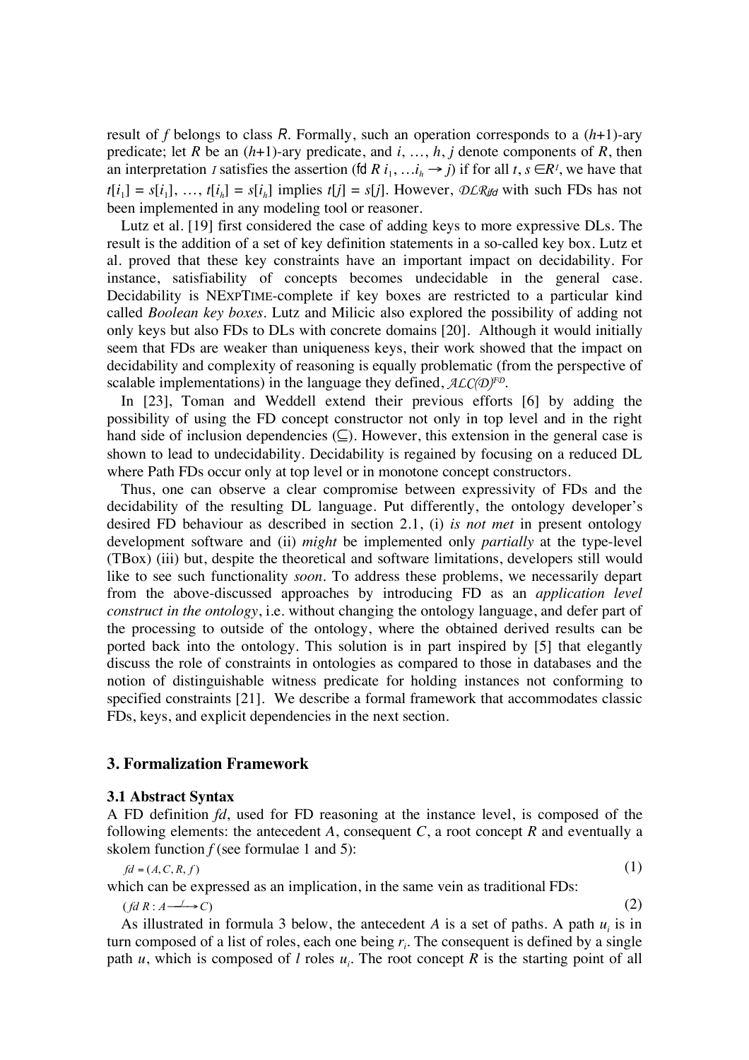result of $f$ belongs to class $R$. Formally, such an operation corresponds to a ($h$+1)-ary predicate; let $R$ be an ($h$+1)-ary predicate, and $i$, …, $h$, $j$ denote components of $R$, then an interpretation $\mathcal{I}$ satisfies the assertion (fd $R$ $i_1$, …$i_h \rightarrow j$) if for all $t, s \in R^{\mathcal{I}}$, we have that $t[i_1] = s[i_1]$, …, $t[i_h] = s[i_h]$ implies $t[j] = s[j]$. However, $\mathcal{DLR}_{ifd}$ with such FDs has not been implemented in any modeling tool or reasoner.

Lutz et al. [19] first considered the case of adding keys to more expressive DLs. The result is the addition of a set of key definition statements in a so-called key box. Lutz et al. proved that these key constraints have an important impact on decidability. For instance, satisfiability of concepts becomes undecidable in the general case. Decidability is NEXPTIME-complete if key boxes are restricted to a particular kind called *Boolean key boxes*. Lutz and Milicic also explored the possibility of adding not only keys but also FDs to DLs with concrete domains [20]. Although it would initially seem that FDs are weaker than uniqueness keys, their work showed that the impact on decidability and complexity of reasoning is equally problematic (from the perspective of scalable implementations) in the language they defined, $\mathcal{ALC}(\mathcal{D})^{FD}$.

In [23], Toman and Weddell extend their previous efforts [6] by adding the possibility of using the FD concept constructor not only in top level and in the right hand side of inclusion dependencies ($\sqsubseteq$). However, this extension in the general case is shown to lead to undecidability. Decidability is regained by focusing on a reduced DL where Path FDs occur only at top level or in monotone concept constructors.

Thus, one can observe a clear compromise between expressivity of FDs and the decidability of the resulting DL language. Put differently, the ontology developer's desired FD behaviour as described in section 2.1, (i) *is not met* in present ontology development software and (ii) *might* be implemented only *partially* at the type-level (TBox) (iii) but, despite the theoretical and software limitations, developers still would like to see such functionality *soon*. To address these problems, we necessarily depart from the above-discussed approaches by introducing FD as an *application level construct in the ontology*, i.e. without changing the ontology language, and defer part of the processing to outside of the ontology, where the obtained derived results can be ported back into the ontology. This solution is in part inspired by [5] that elegantly discuss the role of constraints in ontologies as compared to those in databases and the notion of distinguishable witness predicate for holding instances not conforming to specified constraints [21]. We describe a formal framework that accommodates classic FDs, keys, and explicit dependencies in the next section.

## 3. Formalization Framework

### 3.1 Abstract Syntax

A FD definition $fd$, used for FD reasoning at the instance level, is composed of the following elements: the antecedent $A$, consequent $C$, a root concept $R$ and eventually a skolem function $f$ (see formulae 1 and 5):

$$fd = (A, C, R, f) \tag{1}$$

which can be expressed as an implication, in the same vein as traditional FDs:

$$(fd\ R : A \xrightarrow{f} C) \tag{2}$$

As illustrated in formula 3 below, the antecedent $A$ is a set of paths. A path $u_i$ is in turn composed of a list of roles, each one being $r_i$. The consequent is defined by a single path $u$, which is composed of $l$ roles $u_i$. The root concept $R$ is the starting point of all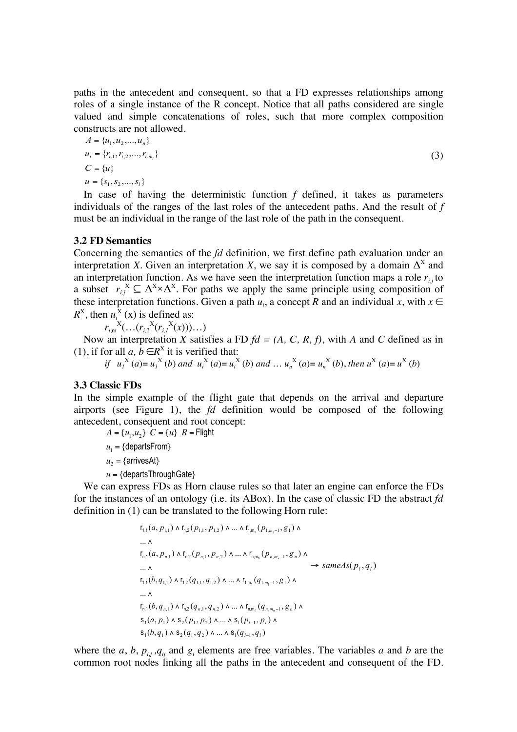paths in the antecedent and consequent, so that a FD expresses relationships among roles of a single instance of the R concept. Notice that all paths considered are single valued and simple concatenations of roles, such that more complex composition constructs are not allowed.

$$
\begin{aligned}
&A = \{u_1, u_2, ..., u_n\} \\
&u_i = \{r_{i,1}, r_{i,2}, ..., r_{i,m_i}\} \\
&C = \{u\} \\
&u = \{s_1, s_2, ..., s_l\}
\end{aligned}
\tag{3}
$$

In case of having the deterministic function $f$ defined, it takes as parameters individuals of the ranges of the last roles of the antecedent paths. And the result of $f$ must be an individual in the range of the last role of the path in the consequent.

### 3.2 FD Semantics

Concerning the semantics of the *fd* definition, we first define path evaluation under an interpretation $X$. Given an interpretation $X$, we say it is composed by a domain $\Delta^X$ and an interpretation function. As we have seen the interpretation function maps a role $r_{i,j}$ to a subset $r_{i,j}^X \subseteq \Delta^X \times \Delta^X$. For paths we apply the same principle using composition of these interpretation functions. Given a path $u_i$, a concept $R$ and an individual $x$, with $x \in R^X$, then $u_i^X(x)$ is defined as:

$$r_{i,m}^X(\ldots(r_{i,2}^X(r_{i,1}^X(x)))\ldots)$$

Now an interpretation $X$ satisfies a FD $fd = (A, C, R, f)$, with $A$ and $C$ defined as in (1), if for all $a, b \in R^X$ it is verified that:

$$\textit{if} \;\; u_1^X(a) = u_1^X(b) \;\textit{and}\; u_i^X(a) = u_i^X(b) \;\textit{and} \ldots u_n^X(a) = u_n^X(b), \;\textit{then}\; u^X(a) = u^X(b)$$

### 3.3 Classic FDs

In the simple example of the flight gate that depends on the arrival and departure airports (see Figure 1), the *fd* definition would be composed of the following antecedent, consequent and root concept:

$$
\begin{aligned}
&A = \{u_1, u_2\} \;\; C = \{u\} \;\; R = \text{Flight} \\
&u_1 = \{\text{departsFrom}\} \\
&u_2 = \{\text{arrivesAt}\} \\
&u = \{\text{departsThroughGate}\}
\end{aligned}
$$

We can express FDs as Horn clause rules so that later an engine can enforce the FDs for the instances of an ontology (i.e. its ABox). In the case of classic FD the abstract *fd* definition in (1) can be translated to the following Horn rule:

$$
\left.
\begin{aligned}
&\text{r}_{1,1}(a, p_{1,1}) \wedge \text{r}_{1,2}(p_{1,1}, p_{1,2}) \wedge \ldots \wedge \text{r}_{1,m_1}(p_{1,m_1-1}, g_1) \wedge \\
&\ldots \wedge \\
&\text{r}_{n,1}(a, p_{n,1}) \wedge \text{r}_{n,2}(p_{n,1}, p_{n,2}) \wedge \ldots \wedge \text{r}_{n,m_n}(p_{n,m_n-1}, g_n) \wedge \\
&\ldots \wedge \\
&\text{r}_{1,1}(b, q_{1,1}) \wedge \text{r}_{1,2}(q_{1,1}, q_{1,2}) \wedge \ldots \wedge \text{r}_{1,m_1}(q_{1,m_1-1}, g_1) \wedge \\
&\ldots \wedge \\
&\text{r}_{n,1}(b, q_{n,1}) \wedge \text{r}_{n,2}(q_{n,1}, q_{n,2}) \wedge \ldots \wedge \text{r}_{n,m_n}(q_{n,m_n-1}, g_n) \wedge \\
&\text{s}_1(a, p_1) \wedge \text{s}_2(p_1, p_2) \wedge \ldots \wedge \text{s}_l(p_{l-1}, p_l) \wedge \\
&\text{s}_1(b, q_1) \wedge \text{s}_2(q_1, q_2) \wedge \ldots \wedge \text{s}_l(q_{l-1}, q_l)
\end{aligned}
\right\} \rightarrow sameAs(p_l, q_l)
$$

where the $a$, $b$, $p_{i,j}$, $q_{ij}$ and $g_i$ elements are free variables. The variables $a$ and $b$ are the common root nodes linking all the paths in the antecedent and consequent of the FD.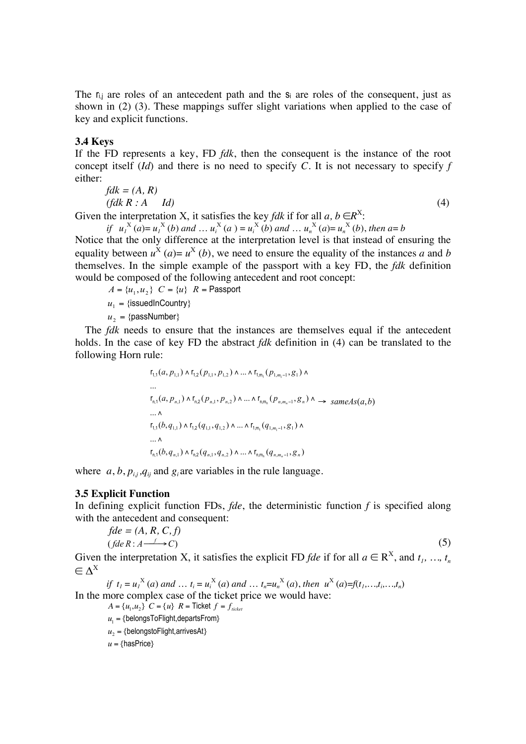The $r_{i,j}$ are roles of an antecedent path and the $s_i$ are roles of the consequent, just as shown in (2) (3). These mappings suffer slight variations when applied to the case of key and explicit functions.

### 3.4 Keys

If the FD represents a key, FD *fdk*, then the consequent is the instance of the root concept itself (*Id*) and there is no need to specify *C*. It is not necessary to specify *f* either:

$$fdk = (A, R)$$

$$(fdk\ R : A \quad Id) \tag{4}$$

Given the interpretation X, it satisfies the key *fdk* if for all $a, b \in R^X$:

*if* $u_1^X(a) = u_1^X(b)$ *and* … $u_i^X(a) = u_i^X(b)$ *and* … $u_n^X(a) = u_n^X(b)$, *then* $a = b$

Notice that the only difference at the interpretation level is that instead of ensuring the equality between $u^X(a) = u^X(b)$, we need to ensure the equality of the instances *a* and *b* themselves. In the simple example of the passport with a key FD, the *fdk* definition would be composed of the following antecedent and root concept:

$A = \{u_1, u_2\}$ $C = \{u\}$ $R = \text{Passport}$

$u_1 = \{\text{issuedInCountry}\}$

$u_2 = \{\text{passNumber}\}$

The *fdk* needs to ensure that the instances are themselves equal if the antecedent holds. In the case of key FD the abstract *fdk* definition in (4) can be translated to the following Horn rule:

$$\begin{array}{l}
r_{1,1}(a, p_{1,1}) \wedge r_{1,2}(p_{1,1}, p_{1,2}) \wedge \ldots \wedge r_{1,m_1}(p_{1,m_1-1}, g_1) \wedge \\
\ldots \\
r_{n,1}(a, p_{n,1}) \wedge r_{n,2}(p_{n,1}, p_{n,2}) \wedge \ldots \wedge r_{n,m_n}(p_{n,m_n-1}, g_n) \wedge \rightarrow sameAs(a, b) \\
\ldots \wedge \\
r_{1,1}(b, q_{1,1}) \wedge r_{1,2}(q_{1,1}, q_{1,2}) \wedge \ldots \wedge r_{1,m_1}(q_{1,m_1-1}, g_1) \wedge \\
\ldots \wedge \\
r_{n,1}(b, q_{n,1}) \wedge r_{n,2}(q_{n,1}, q_{n,2}) \wedge \ldots \wedge r_{n,m_n}(q_{n,m_n-1}, g_n)
\end{array}$$

where $a, b, p_{i,j}, q_{ij}$ and $g_i$ are variables in the rule language.

### 3.5 Explicit Function

In defining explicit function FDs, *fde*, the deterministic function *f* is specified along with the antecedent and consequent:

$$fde = (A, R, C, f)$$

$$(fde\ R : A \xrightarrow{f} C) \tag{5}$$

Given the interpretation X, it satisfies the explicit FD *fde* if for all $a \in R^X$, and $t_1, \ldots, t_n \in \Delta^X$

*if* $t_1 = u_1^X(a)$ *and* … $t_i = u_i^X(a)$ *and* … $t_n = u_n^X(a)$, *then* $u^X(a) = f(t_1, \ldots, t_i, \ldots, t_n)$

In the more complex case of the ticket price we would have:

$A = \{u_1, u_2\}$ $C = \{u\}$ $R = \text{Ticket}$ $f = f_{ticket}$

$u_1 = \{\text{belongsToFlight}, \text{departsFrom}\}$

$u_2 = \{\text{belongstoFlight}, \text{arrivesAt}\}$

$u = \{\text{hasPrice}\}$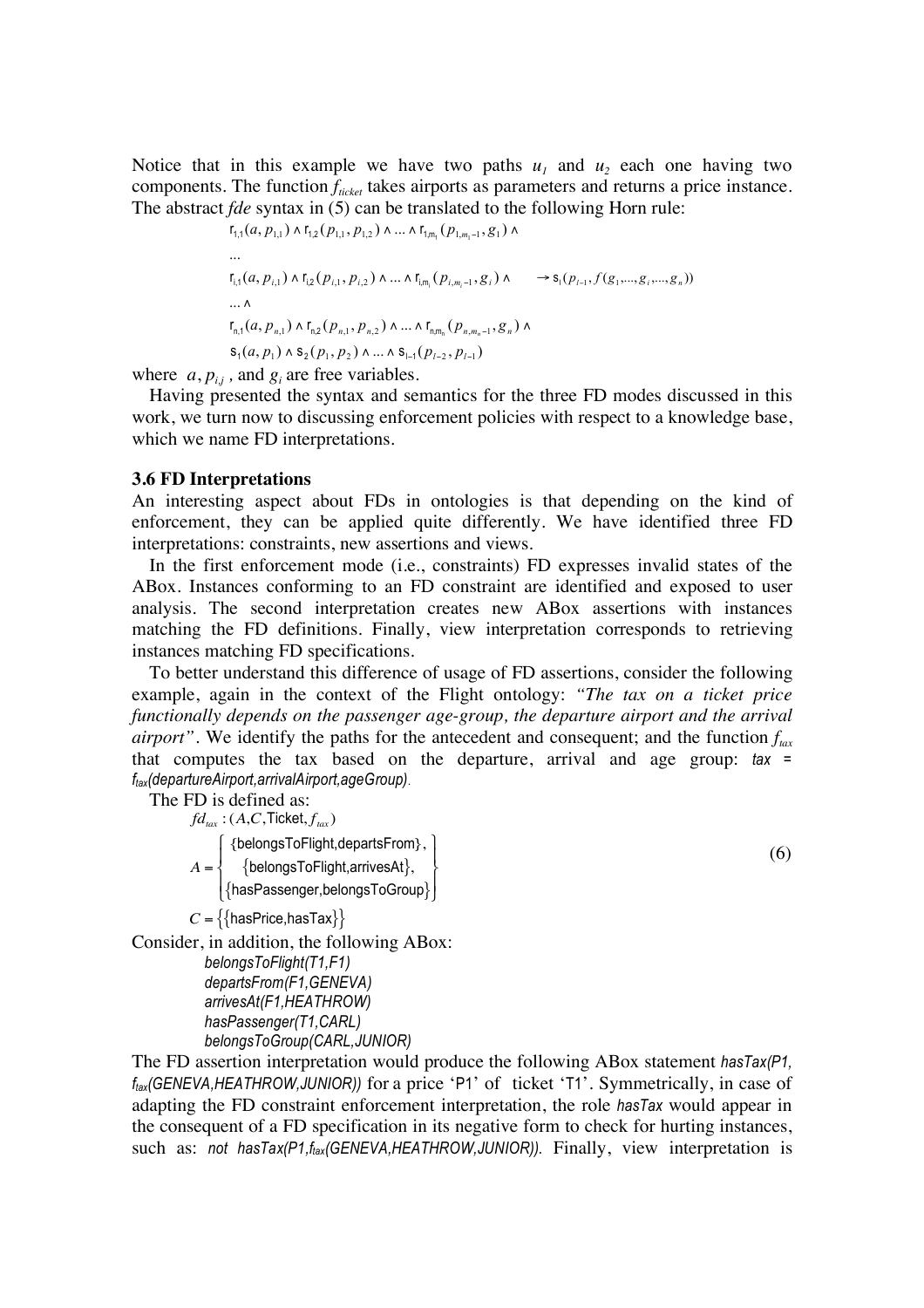Notice that in this example we have two paths $u_1$ and $u_2$ each one having two components. The function $f_{ticket}$ takes airports as parameters and returns a price instance. The abstract *fde* syntax in (5) can be translated to the following Horn rule:

$$
\begin{aligned}
&\mathsf{r}_{1,1}(a, p_{1,1}) \wedge \mathsf{r}_{1,2}(p_{1,1}, p_{1,2}) \wedge \ldots \wedge \mathsf{r}_{1,m_1}(p_{1,m_1-1}, g_1) \wedge \\
&\ldots \\
&\mathsf{r}_{i,1}(a, p_{i,1}) \wedge \mathsf{r}_{i,2}(p_{i,1}, p_{i,2}) \wedge \ldots \wedge \mathsf{r}_{i,m_i}(p_{i,m_i-1}, g_i) \wedge \qquad \rightarrow \mathsf{s}_l(p_{l-1}, f(g_1, \ldots, g_i, \ldots, g_n)) \\
&\ldots \wedge \\
&\mathsf{r}_{n,1}(a, p_{n,1}) \wedge \mathsf{r}_{n,2}(p_{n,1}, p_{n,2}) \wedge \ldots \wedge \mathsf{r}_{n,m_n}(p_{n,m_n-1}, g_n) \wedge \\
&\mathsf{s}_1(a, p_1) \wedge \mathsf{s}_2(p_1, p_2) \wedge \ldots \wedge \mathsf{s}_{l-1}(p_{l-2}, p_{l-1})
\end{aligned}
$$

where $a, p_{i,j}$, and $g_i$ are free variables.

Having presented the syntax and semantics for the three FD modes discussed in this work, we turn now to discussing enforcement policies with respect to a knowledge base, which we name FD interpretations.

### 3.6 FD Interpretations

An interesting aspect about FDs in ontologies is that depending on the kind of enforcement, they can be applied quite differently. We have identified three FD interpretations: constraints, new assertions and views.

In the first enforcement mode (i.e., constraints) FD expresses invalid states of the ABox. Instances conforming to an FD constraint are identified and exposed to user analysis. The second interpretation creates new ABox assertions with instances matching the FD definitions. Finally, view interpretation corresponds to retrieving instances matching FD specifications.

To better understand this difference of usage of FD assertions, consider the following example, again in the context of the Flight ontology: *"The tax on a ticket price functionally depends on the passenger age-group, the departure airport and the arrival airport"*. We identify the paths for the antecedent and consequent; and the function $f_{tax}$ that computes the tax based on the departure, arrival and age group: *tax = $f_{tax}$(departureAirport,arrivalAirport,ageGroup)*.

The FD is defined as:

$$
\begin{aligned}
&fd_{tax} : (A, C, \mathsf{Ticket}, f_{tax}) \\
&A = \left\{ \begin{array}{c} \{\mathsf{belongsToFlight}, \mathsf{departsFrom}\}, \\ \{\mathsf{belongsToFlight}, \mathsf{arrivesAt}\}, \\ \{\mathsf{hasPassenger}, \mathsf{belongsToGroup}\} \end{array} \right\} \\
&C = \left\{\{\mathsf{hasPrice}, \mathsf{hasTax}\}\right\}
\end{aligned}
\tag{6}
$$

Consider, in addition, the following ABox:

*belongsToFlight(T1,F1)*
*departsFrom(F1,GENEVA)*
*arrivesAt(F1,HEATHROW)*
*hasPassenger(T1,CARL)*
*belongsToGroup(CARL,JUNIOR)*

The FD assertion interpretation would produce the following ABox statement *hasTax(P1, $f_{tax}$(GENEVA,HEATHROW,JUNIOR))* for a price 'P1' of ticket 'T1'. Symmetrically, in case of adapting the FD constraint enforcement interpretation, the role *hasTax* would appear in the consequent of a FD specification in its negative form to check for hurting instances, such as: *not hasTax(P1,$f_{tax}$(GENEVA,HEATHROW,JUNIOR))*. Finally, view interpretation is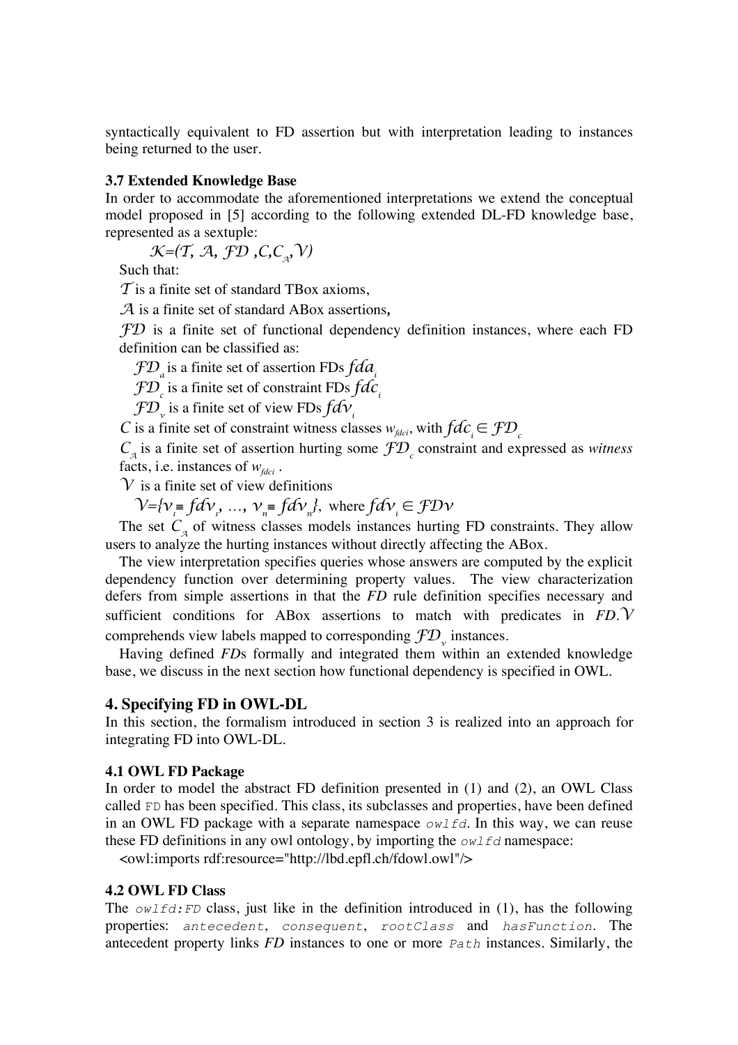syntactically equivalent to FD assertion but with interpretation leading to instances being returned to the user.

### 3.7 Extended Knowledge Base

In order to accommodate the aforementioned interpretations we extend the conceptual model proposed in [5] according to the following extended DL-FD knowledge base, represented as a sextuple:

$\mathcal{K}=(\mathcal{T}, \mathcal{A}, \mathcal{FD}, C, C_{\mathcal{A}}, \mathcal{V})$

Such that:

$\mathcal{T}$ is a finite set of standard TBox axioms,

$\mathcal{A}$ is a finite set of standard ABox assertions,

$\mathcal{FD}$ is a finite set of functional dependency definition instances, where each FD definition can be classified as:

$\mathcal{FD}_a$ is a finite set of assertion FDs $fda_i$

$\mathcal{FD}_c$ is a finite set of constraint FDs $fdc_i$

$\mathcal{FD}_v$ is a finite set of view FDs $fdv_i$

$C$ is a finite set of constraint witness classes $w_{fdci}$, with $fdc_i \in \mathcal{FD}_c$

$C_{\mathcal{A}}$ is a finite set of assertion hurting some $\mathcal{FD}_c$ constraint and expressed as *witness* facts, i.e. instances of $w_{fdci}$.

$\mathcal{V}$ is a finite set of view definitions

$\mathcal{V}=\{v_1 \equiv fdv_1, \ldots, v_n \equiv fdv_n\}$, where $fdv_i \in \mathcal{FD}v$

The set $C_{\mathcal{A}}$ of witness classes models instances hurting FD constraints. They allow users to analyze the hurting instances without directly affecting the ABox.

The view interpretation specifies queries whose answers are computed by the explicit dependency function over determining property values. The view characterization defers from simple assertions in that the *FD* rule definition specifies necessary and sufficient conditions for ABox assertions to match with predicates in *FD*. $\mathcal{V}$ comprehends view labels mapped to corresponding $\mathcal{FD}_v$ instances.

Having defined *FD*s formally and integrated them within an extended knowledge base, we discuss in the next section how functional dependency is specified in OWL.

## 4. Specifying FD in OWL-DL

In this section, the formalism introduced in section 3 is realized into an approach for integrating FD into OWL-DL.

### 4.1 OWL FD Package

In order to model the abstract FD definition presented in (1) and (2), an OWL Class called `FD` has been specified. This class, its subclasses and properties, have been defined in an OWL FD package with a separate namespace *`owlfd`*. In this way, we can reuse these FD definitions in any owl ontology, by importing the *`owlfd`* namespace:

```
<owl:imports rdf:resource="http://lbd.epfl.ch/fdowl.owl"/>
```

### 4.2 OWL FD Class

The *`owlfd:FD`* class, just like in the definition introduced in (1), has the following properties: *`antecedent`*, *`consequent`*, *`rootClass`* and *`hasFunction`*. The antecedent property links *FD* instances to one or more *`Path`* instances. Similarly, the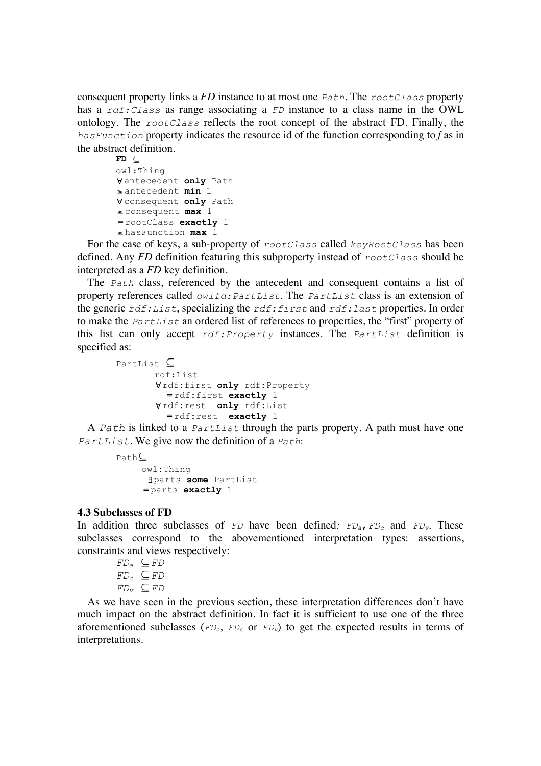consequent property links a *FD* instance to at most one `Path`. The `rootClass` property has a `rdf:Class` as range associating a `FD` instance to a class name in the OWL ontology. The `rootClass` reflects the root concept of the abstract FD. Finally, the `hasFunction` property indicates the resource id of the function corresponding to *f* as in the abstract definition.

```
FD ⊆
owl:Thing
∀antecedent only Path
≥antecedent min 1
∀consequent only Path
≤consequent max 1
=rootClass exactly 1
≤hasFunction max 1
```

For the case of keys, a sub-property of `rootClass` called `keyRootClass` has been defined. Any *FD* definition featuring this subproperty instead of `rootClass` should be interpreted as a *FD* key definition.

The `Path` class, referenced by the antecedent and consequent contains a list of property references called `owlfd:PartList`. The `PartList` class is an extension of the generic `rdf:List`, specializing the `rdf:first` and `rdf:last` properties. In order to make the `PartList` an ordered list of references to properties, the "first" property of this list can only accept `rdf:Property` instances. The `PartList` definition is specified as:

```
PartList ⊆
        rdf:List
        ∀rdf:first only rdf:Property
          =rdf:first exactly 1
        ∀rdf:rest  only rdf:List
          =rdf:rest  exactly 1
```

A `Path` is linked to a `PartList` through the parts property. A path must have one `PartList`. We give now the definition of a `Path`:

```
Path⊆
     owl:Thing
      ∃parts some PartList
     =parts exactly 1
```

### 4.3 Subclasses of FD

In addition three subclasses of `FD` have been defined: $FD_a$, $FD_c$ and $FD_v$. These subclasses correspond to the abovementioned interpretation types: assertions, constraints and views respectively:

$FD_a \subseteq FD$
$FD_c \subseteq FD$
$FD_v \subseteq FD$

As we have seen in the previous section, these interpretation differences don't have much impact on the abstract definition. In fact it is sufficient to use one of the three aforementioned subclasses ($FD_a$, $FD_c$ or $FD_v$) to get the expected results in terms of interpretations.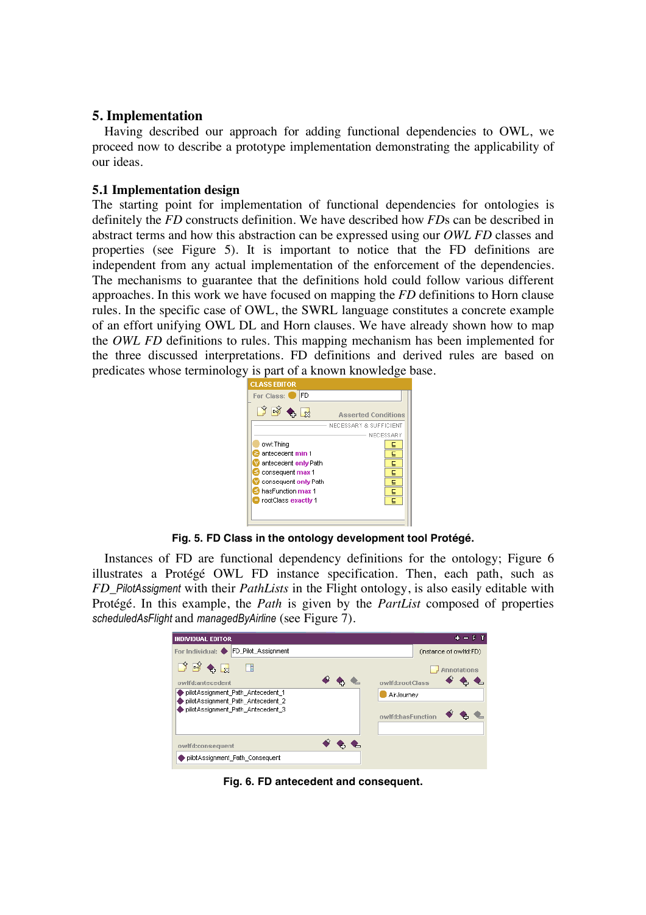## 5. Implementation

Having described our approach for adding functional dependencies to OWL, we proceed now to describe a prototype implementation demonstrating the applicability of our ideas.

### 5.1 Implementation design

The starting point for implementation of functional dependencies for ontologies is definitely the *FD* constructs definition. We have described how *FD*s can be described in abstract terms and how this abstraction can be expressed using our *OWL FD* classes and properties (see Figure 5). It is important to notice that the FD definitions are independent from any actual implementation of the enforcement of the dependencies. The mechanisms to guarantee that the definitions hold could follow various different approaches. In this work we have focused on mapping the *FD* definitions to Horn clause rules. In the specific case of OWL, the SWRL language constitutes a concrete example of an effort unifying OWL DL and Horn clauses. We have already shown how to map the *OWL FD* definitions to rules. This mapping mechanism has been implemented for the three discussed interpretations. FD definitions and derived rules are based on predicates whose terminology is part of a known knowledge base.

**Fig. 5. FD Class in the ontology development tool Protégé.**

Instances of FD are functional dependency definitions for the ontology; Figure 6 illustrates a Protégé OWL FD instance specification. Then, each path, such as *FD_PilotAssigment* with their *PathLists* in the Flight ontology, is also easily editable with Protégé. In this example, the *Path* is given by the *PartList* composed of properties *scheduledAsFlight* and *managedByAirline* (see Figure 7).

**Fig. 6. FD antecedent and consequent.**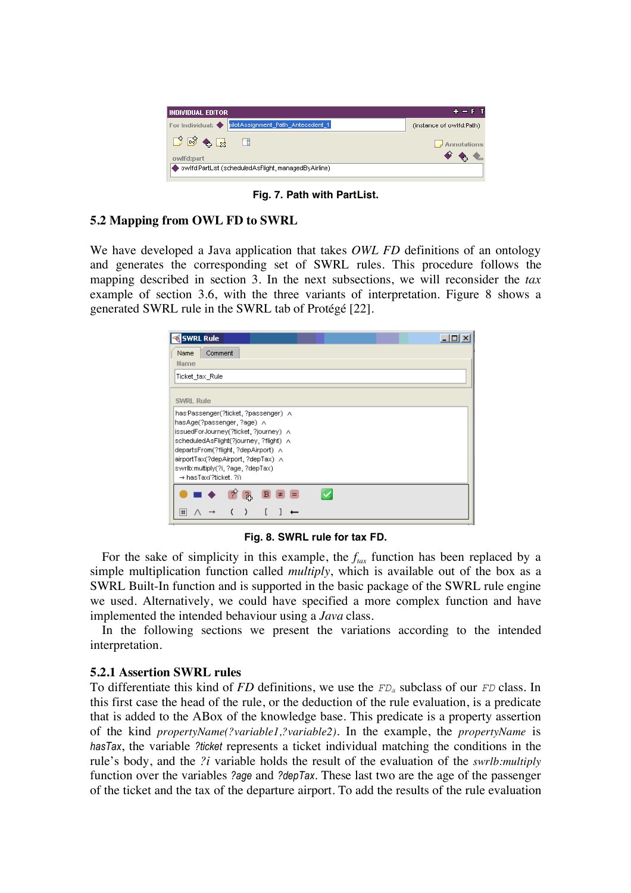Fig. 7. Path with PartList.

## 5.2 Mapping from OWL FD to SWRL

We have developed a Java application that takes *OWL FD* definitions of an ontology and generates the corresponding set of SWRL rules. This procedure follows the mapping described in section 3. In the next subsections, we will reconsider the *tax* example of section 3.6, with the three variants of interpretation. Figure 8 shows a generated SWRL rule in the SWRL tab of Protégé [22].

Fig. 8. SWRL rule for tax FD.

For the sake of simplicity in this example, the $f_{tax}$ function has been replaced by a simple multiplication function called *multiply*, which is available out of the box as a SWRL Built-In function and is supported in the basic package of the SWRL rule engine we used. Alternatively, we could have specified a more complex function and have implemented the intended behaviour using a *Java* class.

In the following sections we present the variations according to the intended interpretation.

### 5.2.1 Assertion SWRL rules

To differentiate this kind of *FD* definitions, we use the $FD_a$ subclass of our *FD* class. In this first case the head of the rule, or the deduction of the rule evaluation, is a predicate that is added to the ABox of the knowledge base. This predicate is a property assertion of the kind *propertyName(?variable1,?variable2)*. In the example, the *propertyName* is *hasTax*, the variable *?ticket* represents a ticket individual matching the conditions in the rule's body, and the *?i* variable holds the result of the evaluation of the *swrlb:multiply* function over the variables *?age* and *?depTax*. These last two are the age of the passenger of the ticket and the tax of the departure airport. To add the results of the rule evaluation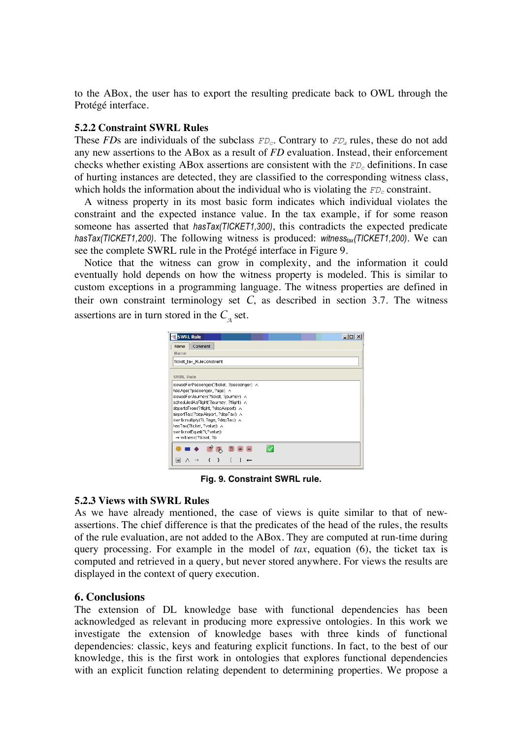to the ABox, the user has to export the resulting predicate back to OWL through the Protégé interface.

### 5.2.2 Constraint SWRL Rules

These *FD*s are individuals of the subclass $FD_c$. Contrary to $FD_a$ rules, these do not add any new assertions to the ABox as a result of *FD* evaluation. Instead, their enforcement checks whether existing ABox assertions are consistent with the $FD_c$ definitions. In case of hurting instances are detected, they are classified to the corresponding witness class, which holds the information about the individual who is violating the $FD_c$ constraint.

A witness property in its most basic form indicates which individual violates the constraint and the expected instance value. In the tax example, if for some reason someone has asserted that *hasTax(TICKET1,300)*, this contradicts the expected predicate *hasTax(TICKET1,200)*. The following witness is produced: $witness_{tax}$*(TICKET1,200)*. We can see the complete SWRL rule in the Protégé interface in Figure 9.

Notice that the witness can grow in complexity, and the information it could eventually hold depends on how the witness property is modeled. This is similar to custom exceptions in a programming language. The witness properties are defined in their own constraint terminology set *C*, as described in section 3.7. The witness assertions are in turn stored in the $C_{\mathcal{A}}$ set.

**Fig. 9. Constraint SWRL rule.**

### 5.2.3 Views with SWRL Rules

As we have already mentioned, the case of views is quite similar to that of new-assertions. The chief difference is that the predicates of the head of the rules, the results of the rule evaluation, are not added to the ABox. They are computed at run-time during query processing. For example in the model of *tax*, equation (6), the ticket tax is computed and retrieved in a query, but never stored anywhere. For views the results are displayed in the context of query execution.

## 6. Conclusions

The extension of DL knowledge base with functional dependencies has been acknowledged as relevant in producing more expressive ontologies. In this work we investigate the extension of knowledge bases with three kinds of functional dependencies: classic, keys and featuring explicit functions. In fact, to the best of our knowledge, this is the first work in ontologies that explores functional dependencies with an explicit function relating dependent to determining properties. We propose a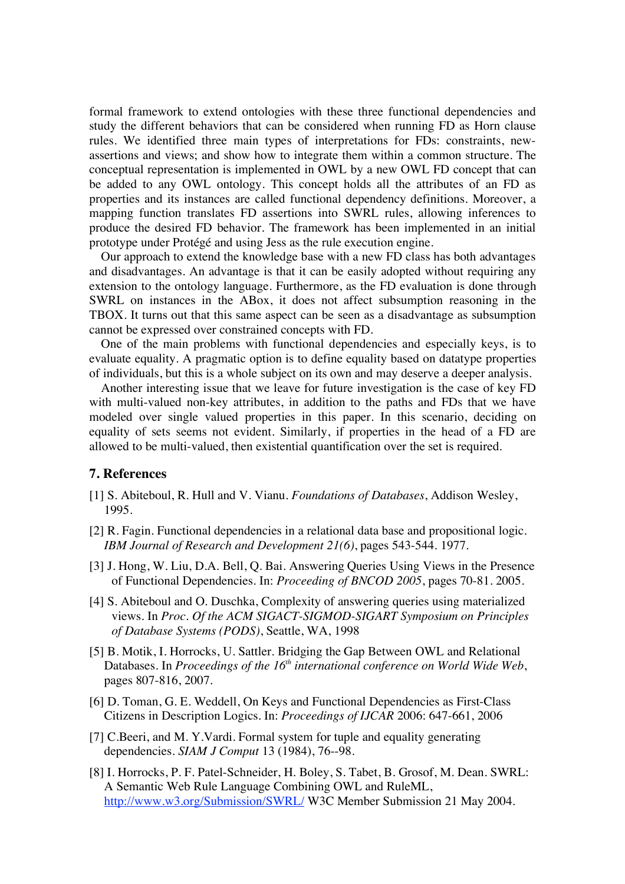formal framework to extend ontologies with these three functional dependencies and study the different behaviors that can be considered when running FD as Horn clause rules. We identified three main types of interpretations for FDs: constraints, new-assertions and views; and show how to integrate them within a common structure. The conceptual representation is implemented in OWL by a new OWL FD concept that can be added to any OWL ontology. This concept holds all the attributes of an FD as properties and its instances are called functional dependency definitions. Moreover, a mapping function translates FD assertions into SWRL rules, allowing inferences to produce the desired FD behavior. The framework has been implemented in an initial prototype under Protégé and using Jess as the rule execution engine.

Our approach to extend the knowledge base with a new FD class has both advantages and disadvantages. An advantage is that it can be easily adopted without requiring any extension to the ontology language. Furthermore, as the FD evaluation is done through SWRL on instances in the ABox, it does not affect subsumption reasoning in the TBOX. It turns out that this same aspect can be seen as a disadvantage as subsumption cannot be expressed over constrained concepts with FD.

One of the main problems with functional dependencies and especially keys, is to evaluate equality. A pragmatic option is to define equality based on datatype properties of individuals, but this is a whole subject on its own and may deserve a deeper analysis.

Another interesting issue that we leave for future investigation is the case of key FD with multi-valued non-key attributes, in addition to the paths and FDs that we have modeled over single valued properties in this paper. In this scenario, deciding on equality of sets seems not evident. Similarly, if properties in the head of a FD are allowed to be multi-valued, then existential quantification over the set is required.

## 7. References

[1] S. Abiteboul, R. Hull and V. Vianu. *Foundations of Databases*, Addison Wesley, 1995.

[2] R. Fagin. Functional dependencies in a relational data base and propositional logic. *IBM Journal of Research and Development 21(6)*, pages 543-544. 1977.

[3] J. Hong, W. Liu, D.A. Bell, Q. Bai. Answering Queries Using Views in the Presence of Functional Dependencies. In: *Proceeding of BNCOD 2005*, pages 70-81. 2005.

[4] S. Abiteboul and O. Duschka, Complexity of answering queries using materialized views. In *Proc. Of the ACM SIGACT-SIGMOD-SIGART Symposium on Principles of Database Systems (PODS)*, Seattle, WA, 1998

[5] B. Motik, I. Horrocks, U. Sattler. Bridging the Gap Between OWL and Relational Databases. In *Proceedings of the 16th international conference on World Wide Web*, pages 807-816, 2007.

[6] D. Toman, G. E. Weddell, On Keys and Functional Dependencies as First-Class Citizens in Description Logics. In: *Proceedings of IJCAR* 2006: 647-661, 2006

[7] C.Beeri, and M. Y.Vardi. Formal system for tuple and equality generating dependencies. *SIAM J Comput* 13 (1984), 76--98.

[8] I. Horrocks, P. F. Patel-Schneider, H. Boley, S. Tabet, B. Grosof, M. Dean. SWRL: A Semantic Web Rule Language Combining OWL and RuleML, http://www.w3.org/Submission/SWRL/ W3C Member Submission 21 May 2004.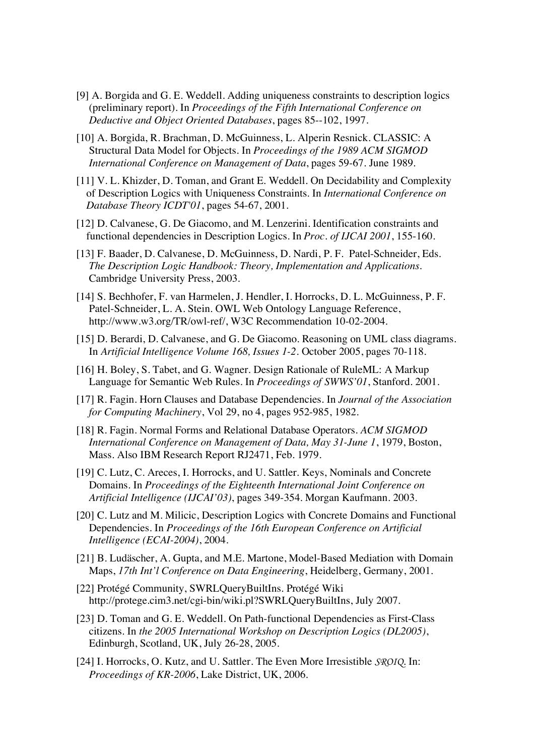[9] A. Borgida and G. E. Weddell. Adding uniqueness constraints to description logics (preliminary report). In *Proceedings of the Fifth International Conference on Deductive and Object Oriented Databases*, pages 85--102, 1997.

[10] A. Borgida, R. Brachman, D. McGuinness, L. Alperin Resnick. CLASSIC: A Structural Data Model for Objects. In *Proceedings of the 1989 ACM SIGMOD International Conference on Management of Data*, pages 59-67. June 1989.

[11] V. L. Khizder, D. Toman, and Grant E. Weddell. On Decidability and Complexity of Description Logics with Uniqueness Constraints. In *International Conference on Database Theory ICDT'01*, pages 54-67, 2001.

[12] D. Calvanese, G. De Giacomo, and M. Lenzerini. Identification constraints and functional dependencies in Description Logics. In *Proc. of IJCAI 2001*, 155-160.

[13] F. Baader, D. Calvanese, D. McGuinness, D. Nardi, P. F. Patel-Schneider, Eds. *The Description Logic Handbook: Theory, Implementation and Applications.* Cambridge University Press, 2003.

[14] S. Bechhofer, F. van Harmelen, J. Hendler, I. Horrocks, D. L. McGuinness, P. F. Patel-Schneider, L. A. Stein. OWL Web Ontology Language Reference, http://www.w3.org/TR/owl-ref/, W3C Recommendation 10-02-2004.

[15] D. Berardi, D. Calvanese, and G. De Giacomo. Reasoning on UML class diagrams. In *Artificial Intelligence Volume 168, Issues 1-2*. October 2005, pages 70-118.

[16] H. Boley, S. Tabet, and G. Wagner. Design Rationale of RuleML: A Markup Language for Semantic Web Rules. In *Proceedings of SWWS'01*, Stanford. 2001.

[17] R. Fagin. Horn Clauses and Database Dependencies. In *Journal of the Association for Computing Machinery*, Vol 29, no 4, pages 952-985, 1982.

[18] R. Fagin. Normal Forms and Relational Database Operators. *ACM SIGMOD International Conference on Management of Data, May 31-June 1*, 1979, Boston, Mass. Also IBM Research Report RJ2471, Feb. 1979.

[19] C. Lutz, C. Areces, I. Horrocks, and U. Sattler. Keys, Nominals and Concrete Domains. In *Proceedings of the Eighteenth International Joint Conference on Artificial Intelligence (IJCAI'03)*, pages 349-354. Morgan Kaufmann. 2003.

[20] C. Lutz and M. Milicic, Description Logics with Concrete Domains and Functional Dependencies. In *Proceedings of the 16th European Conference on Artificial Intelligence (ECAI-2004)*, 2004.

[21] B. Ludäscher, A. Gupta, and M.E. Martone, Model-Based Mediation with Domain Maps, *17th Int'l Conference on Data Engineering*, Heidelberg, Germany, 2001.

[22] Protégé Community, SWRLQueryBuiltIns. Protégé Wiki http://protege.cim3.net/cgi-bin/wiki.pl?SWRLQueryBuiltIns, July 2007.

[23] D. Toman and G. E. Weddell. On Path-functional Dependencies as First-Class citizens. In *the 2005 International Workshop on Description Logics (DL2005)*, Edinburgh, Scotland, UK, July 26-28, 2005.

[24] I. Horrocks, O. Kutz, and U. Sattler. The Even More Irresistible $\mathcal{SROIQ}$. In: *Proceedings of KR-2006*, Lake District, UK, 2006.